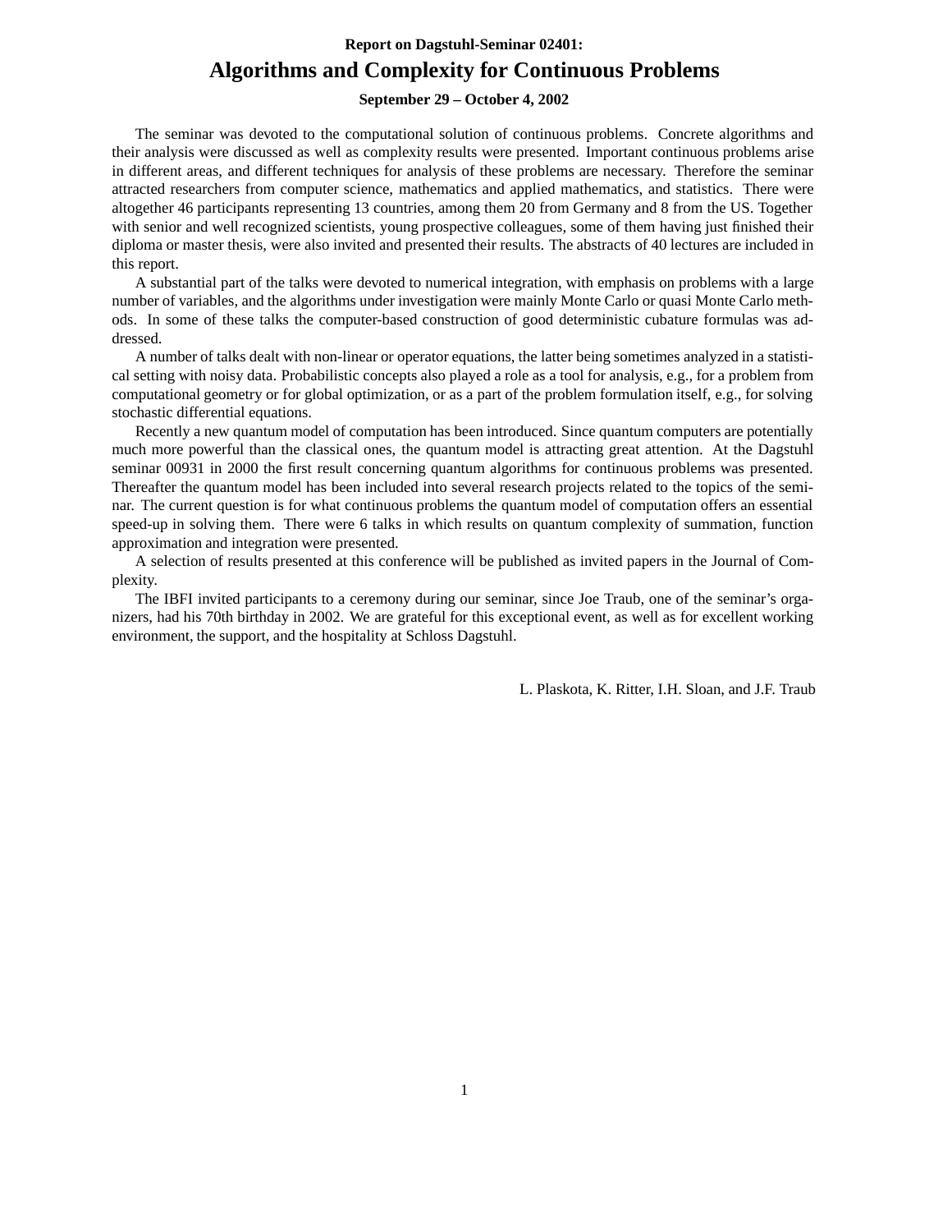**Report on Dagstuhl-Seminar 02401:**

# Algorithms and Complexity for Continuous Problems

**September 29 – October 4, 2002**

The seminar was devoted to the computational solution of continuous problems. Concrete algorithms and their analysis were discussed as well as complexity results were presented. Important continuous problems arise in different areas, and different techniques for analysis of these problems are necessary. Therefore the seminar attracted researchers from computer science, mathematics and applied mathematics, and statistics. There were altogether 46 participants representing 13 countries, among them 20 from Germany and 8 from the US. Together with senior and well recognized scientists, young prospective colleagues, some of them having just finished their diploma or master thesis, were also invited and presented their results. The abstracts of 40 lectures are included in this report.

A substantial part of the talks were devoted to numerical integration, with emphasis on problems with a large number of variables, and the algorithms under investigation were mainly Monte Carlo or quasi Monte Carlo methods. In some of these talks the computer-based construction of good deterministic cubature formulas was addressed.

A number of talks dealt with non-linear or operator equations, the latter being sometimes analyzed in a statistical setting with noisy data. Probabilistic concepts also played a role as a tool for analysis, e.g., for a problem from computational geometry or for global optimization, or as a part of the problem formulation itself, e.g., for solving stochastic differential equations.

Recently a new quantum model of computation has been introduced. Since quantum computers are potentially much more powerful than the classical ones, the quantum model is attracting great attention. At the Dagstuhl seminar 00931 in 2000 the first result concerning quantum algorithms for continuous problems was presented. Thereafter the quantum model has been included into several research projects related to the topics of the seminar. The current question is for what continuous problems the quantum model of computation offers an essential speed-up in solving them. There were 6 talks in which results on quantum complexity of summation, function approximation and integration were presented.

A selection of results presented at this conference will be published as invited papers in the Journal of Complexity.

The IBFI invited participants to a ceremony during our seminar, since Joe Traub, one of the seminar's organizers, had his 70th birthday in 2002. We are grateful for this exceptional event, as well as for excellent working environment, the support, and the hospitality at Schloss Dagstuhl.

L. Plaskota, K. Ritter, I.H. Sloan, and J.F. Traub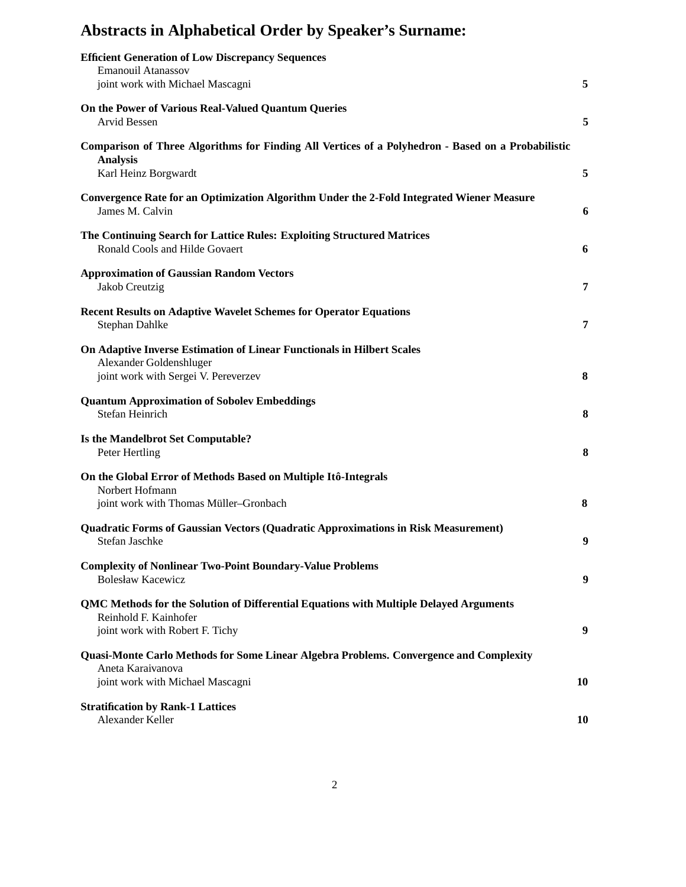# Abstracts in Alphabetical Order by Speaker's Surname:

**Efficient Generation of Low Discrepancy Sequences**
Emanouil Atanassov
joint work with Michael Mascagni **5**

**On the Power of Various Real-Valued Quantum Queries**
Arvid Bessen **5**

**Comparison of Three Algorithms for Finding All Vertices of a Polyhedron - Based on a Probabilistic Analysis**
Karl Heinz Borgwardt **5**

**Convergence Rate for an Optimization Algorithm Under the 2-Fold Integrated Wiener Measure**
James M. Calvin **6**

**The Continuing Search for Lattice Rules: Exploiting Structured Matrices**
Ronald Cools and Hilde Govaert **6**

**Approximation of Gaussian Random Vectors**
Jakob Creutzig **7**

**Recent Results on Adaptive Wavelet Schemes for Operator Equations**
Stephan Dahlke **7**

**On Adaptive Inverse Estimation of Linear Functionals in Hilbert Scales**
Alexander Goldenshluger
joint work with Sergei V. Pereverzev **8**

**Quantum Approximation of Sobolev Embeddings**
Stefan Heinrich **8**

**Is the Mandelbrot Set Computable?**
Peter Hertling **8**

**On the Global Error of Methods Based on Multiple Itô-Integrals**
Norbert Hofmann
joint work with Thomas Müller–Gronbach **8**

**Quadratic Forms of Gaussian Vectors (Quadratic Approximations in Risk Measurement)**
Stefan Jaschke **9**

**Complexity of Nonlinear Two-Point Boundary-Value Problems**
Bolesław Kacewicz **9**

**QMC Methods for the Solution of Differential Equations with Multiple Delayed Arguments**
Reinhold F. Kainhofer
joint work with Robert F. Tichy **9**

**Quasi-Monte Carlo Methods for Some Linear Algebra Problems. Convergence and Complexity**
Aneta Karaivanova
joint work with Michael Mascagni **10**

**Stratification by Rank-1 Lattices**
Alexander Keller **10**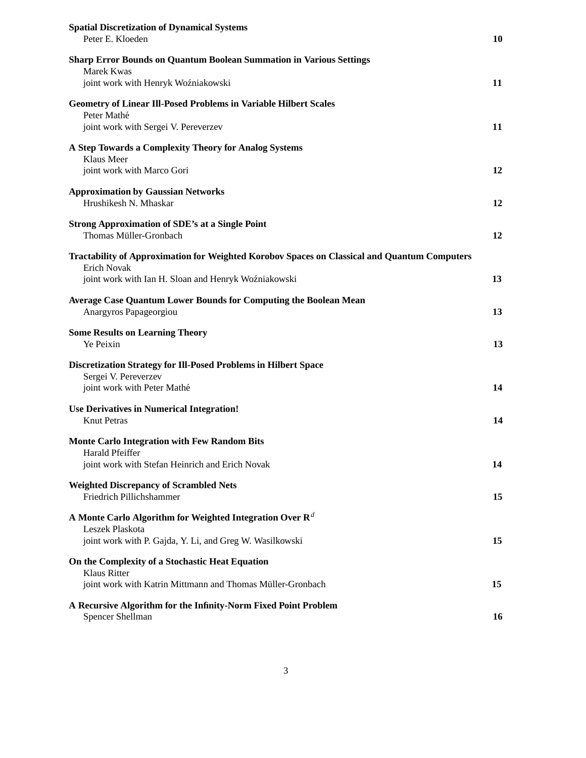**Spatial Discretization of Dynamical Systems**
Peter E. Kloeden **10**

**Sharp Error Bounds on Quantum Boolean Summation in Various Settings**
Marek Kwas
joint work with Henryk Woźniakowski **11**

**Geometry of Linear Ill-Posed Problems in Variable Hilbert Scales**
Peter Mathé
joint work with Sergei V. Pereverzev **11**

**A Step Towards a Complexity Theory for Analog Systems**
Klaus Meer
joint work with Marco Gori **12**

**Approximation by Gaussian Networks**
Hrushikesh N. Mhaskar **12**

**Strong Approximation of SDE's at a Single Point**
Thomas Müller-Gronbach **12**

**Tractability of Approximation for Weighted Korobov Spaces on Classical and Quantum Computers**
Erich Novak
joint work with Ian H. Sloan and Henryk Woźniakowski **13**

**Average Case Quantum Lower Bounds for Computing the Boolean Mean**
Anargyros Papageorgiou **13**

**Some Results on Learning Theory**
Ye Peixin **13**

**Discretization Strategy for Ill-Posed Problems in Hilbert Space**
Sergei V. Pereverzev
joint work with Peter Mathé **14**

**Use Derivatives in Numerical Integration!**
Knut Petras **14**

**Monte Carlo Integration with Few Random Bits**
Harald Pfeiffer
joint work with Stefan Heinrich and Erich Novak **14**

**Weighted Discrepancy of Scrambled Nets**
Friedrich Pillichshammer **15**

**A Monte Carlo Algorithm for Weighted Integration Over $\mathbf{R}^d$**
Leszek Plaskota
joint work with P. Gajda, Y. Li, and Greg W. Wasilkowski **15**

**On the Complexity of a Stochastic Heat Equation**
Klaus Ritter
joint work with Katrin Mittmann and Thomas Müller-Gronbach **15**

**A Recursive Algorithm for the Infinity-Norm Fixed Point Problem**
Spencer Shellman **16**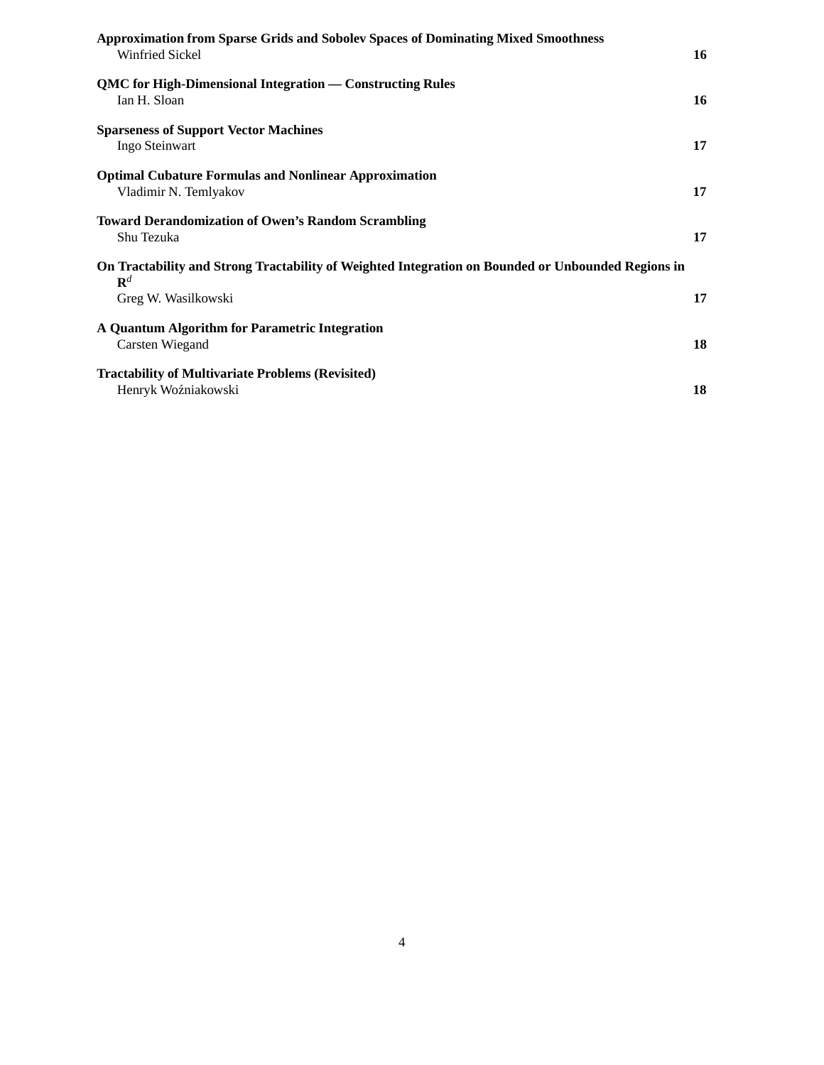**Approximation from Sparse Grids and Sobolev Spaces of Dominating Mixed Smoothness**
Winfried Sickel **16**

**QMC for High-Dimensional Integration — Constructing Rules**
Ian H. Sloan **16**

**Sparseness of Support Vector Machines**
Ingo Steinwart **17**

**Optimal Cubature Formulas and Nonlinear Approximation**
Vladimir N. Temlyakov **17**

**Toward Derandomization of Owen's Random Scrambling**
Shu Tezuka **17**

**On Tractability and Strong Tractability of Weighted Integration on Bounded or Unbounded Regions in $\mathbf{R}^d$**
Greg W. Wasilkowski **17**

**A Quantum Algorithm for Parametric Integration**
Carsten Wiegand **18**

**Tractability of Multivariate Problems (Revisited)**
Henryk Woźniakowski **18**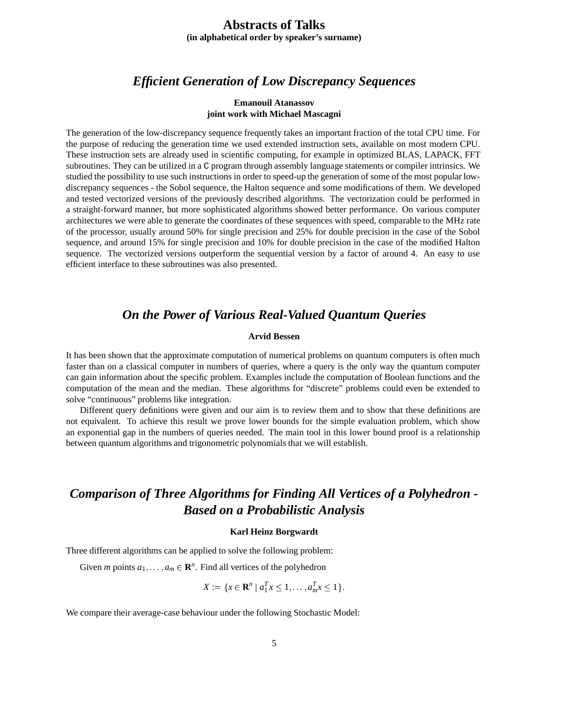# Abstracts of Talks

**(in alphabetical order by speaker's surname)**

## *Efficient Generation of Low Discrepancy Sequences*

**Emanouil Atanassov**
**joint work with Michael Mascagni**

The generation of the low-discrepancy sequence frequently takes an important fraction of the total CPU time. For the purpose of reducing the generation time we used extended instruction sets, available on most modern CPU. These instruction sets are already used in scientific computing, for example in optimized BLAS, LAPACK, FFT subroutines. They can be utilized in a `C` program through assembly language statements or compiler intrinsics. We studied the possibility to use such instructions in order to speed-up the generation of some of the most popular low-discrepancy sequences - the Sobol sequence, the Halton sequence and some modifications of them. We developed and tested vectorized versions of the previously described algorithms. The vectorization could be performed in a straight-forward manner, but more sophisticated algorithms showed better performance. On various computer architectures we were able to generate the coordinates of these sequences with speed, comparable to the MHz rate of the processor, usually around 50% for single precision and 25% for double precision in the case of the Sobol sequence, and around 15% for single precision and 10% for double precision in the case of the modified Halton sequence. The vectorized versions outperform the sequential version by a factor of around 4. An easy to use efficient interface to these subroutines was also presented.

## *On the Power of Various Real-Valued Quantum Queries*

**Arvid Bessen**

It has been shown that the approximate computation of numerical problems on quantum computers is often much faster than on a classical computer in numbers of queries, where a query is the only way the quantum computer can gain information about the specific problem. Examples include the computation of Boolean functions and the computation of the mean and the median. These algorithms for "discrete" problems could even be extended to solve "continuous" problems like integration.

Different query definitions were given and our aim is to review them and to show that these definitions are not equivalent. To achieve this result we prove lower bounds for the simple evaluation problem, which show an exponential gap in the numbers of queries needed. The main tool in this lower bound proof is a relationship between quantum algorithms and trigonometric polynomials that we will establish.

## *Comparison of Three Algorithms for Finding All Vertices of a Polyhedron - Based on a Probabilistic Analysis*

**Karl Heinz Borgwardt**

Three different algorithms can be applied to solve the following problem:

Given $m$ points $a_1, \ldots, a_m \in \mathbf{R}^n$. Find all vertices of the polyhedron

$$X := \{x \in \mathbf{R}^n \mid a_1^T x \leq 1, \ldots, a_m^T x \leq 1\}.$$

We compare their average-case behaviour under the following Stochastic Model: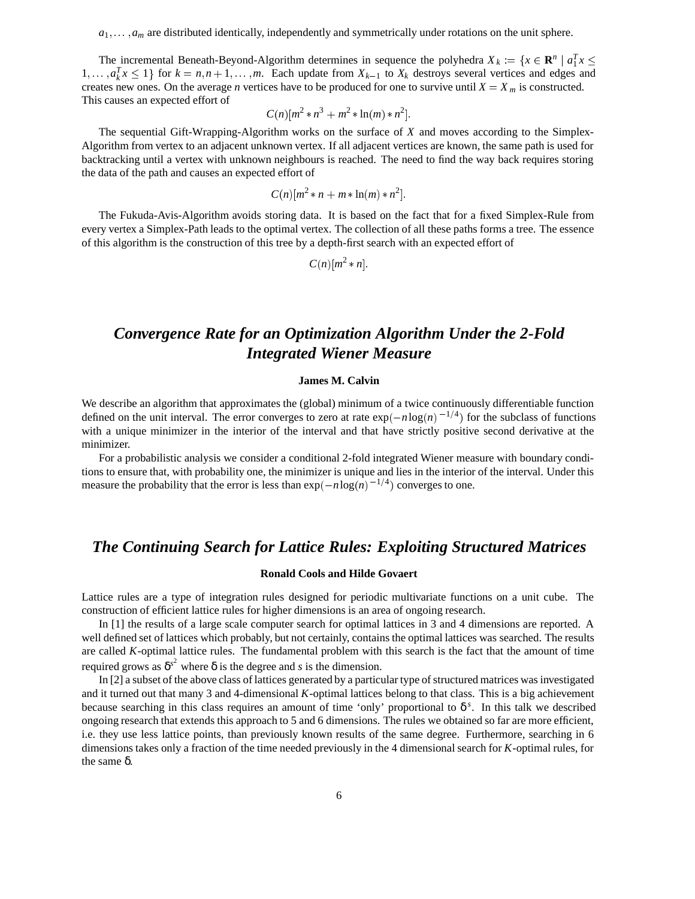$a_1, \ldots, a_m$ are distributed identically, independently and symmetrically under rotations on the unit sphere.

The incremental Beneath-Beyond-Algorithm determines in sequence the polyhedra $X_k := \{x \in \mathbf{R}^n \mid a_1^T x \leq 1, \ldots, a_k^T x \leq 1\}$ for $k = n, n+1, \ldots, m$. Each update from $X_{k-1}$ to $X_k$ destroys several vertices and edges and creates new ones. On the average $n$ vertices have to be produced for one to survive until $X = X_m$ is constructed. This causes an expected effort of

$$C(n)[m^2 * n^3 + m^2 * \ln(m) * n^2].$$

The sequential Gift-Wrapping-Algorithm works on the surface of $X$ and moves according to the Simplex-Algorithm from vertex to an adjacent unknown vertex. If all adjacent vertices are known, the same path is used for backtracking until a vertex with unknown neighbours is reached. The need to find the way back requires storing the data of the path and causes an expected effort of

$$C(n)[m^2 * n + m * \ln(m) * n^2].$$

The Fukuda-Avis-Algorithm avoids storing data. It is based on the fact that for a fixed Simplex-Rule from every vertex a Simplex-Path leads to the optimal vertex. The collection of all these paths forms a tree. The essence of this algorithm is the construction of this tree by a depth-first search with an expected effort of

$$C(n)[m^2 * n].$$

## *Convergence Rate for an Optimization Algorithm Under the 2-Fold Integrated Wiener Measure*

**James M. Calvin**

We describe an algorithm that approximates the (global) minimum of a twice continuously differentiable function defined on the unit interval. The error converges to zero at rate $\exp(-n\log(n)^{-1/4})$ for the subclass of functions with a unique minimizer in the interior of the interval and that have strictly positive second derivative at the minimizer.

For a probabilistic analysis we consider a conditional 2-fold integrated Wiener measure with boundary conditions to ensure that, with probability one, the minimizer is unique and lies in the interior of the interval. Under this measure the probability that the error is less than $\exp(-n\log(n)^{-1/4})$ converges to one.

## *The Continuing Search for Lattice Rules: Exploiting Structured Matrices*

**Ronald Cools and Hilde Govaert**

Lattice rules are a type of integration rules designed for periodic multivariate functions on a unit cube. The construction of efficient lattice rules for higher dimensions is an area of ongoing research.

In [1] the results of a large scale computer search for optimal lattices in 3 and 4 dimensions are reported. A well defined set of lattices which probably, but not certainly, contains the optimal lattices was searched. The results are called $K$-optimal lattice rules. The fundamental problem with this search is the fact that the amount of time required grows as $\delta^{s^2}$ where $\delta$ is the degree and $s$ is the dimension.

In [2] a subset of the above class of lattices generated by a particular type of structured matrices was investigated and it turned out that many 3 and 4-dimensional $K$-optimal lattices belong to that class. This is a big achievement because searching in this class requires an amount of time 'only' proportional to $\delta^s$. In this talk we described ongoing research that extends this approach to 5 and 6 dimensions. The rules we obtained so far are more efficient, i.e. they use less lattice points, than previously known results of the same degree. Furthermore, searching in 6 dimensions takes only a fraction of the time needed previously in the 4 dimensional search for $K$-optimal rules, for the same $\delta$.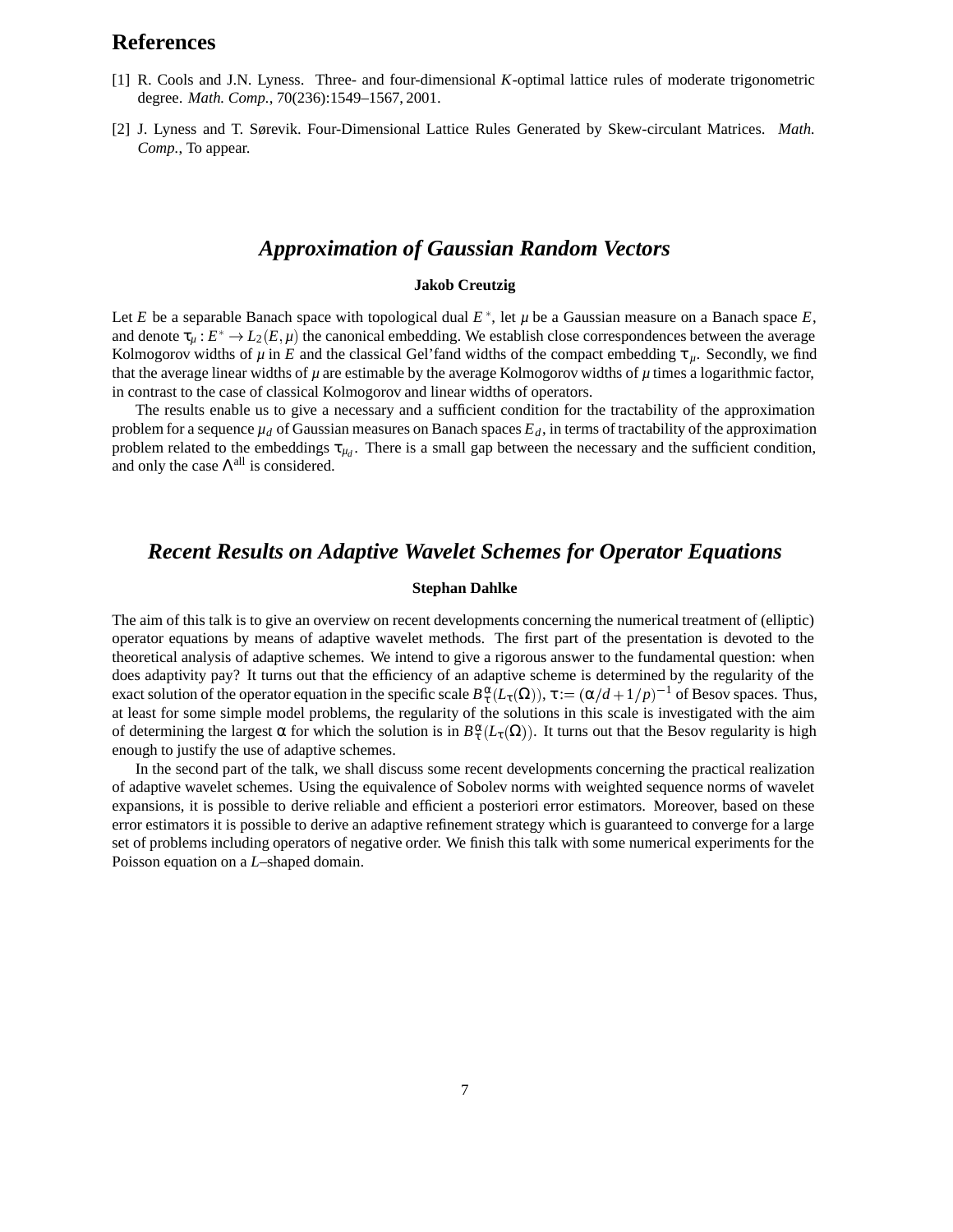## References

[1] R. Cools and J.N. Lyness. Three- and four-dimensional $K$-optimal lattice rules of moderate trigonometric degree. *Math. Comp.*, 70(236):1549–1567, 2001.

[2] J. Lyness and T. Sørevik. Four-Dimensional Lattice Rules Generated by Skew-circulant Matrices. *Math. Comp.*, To appear.

## *Approximation of Gaussian Random Vectors*

**Jakob Creutzig**

Let $E$ be a separable Banach space with topological dual $E^*$, let $\mu$ be a Gaussian measure on a Banach space $E$, and denote $\tau_\mu : E^* \to L_2(E,\mu)$ the canonical embedding. We establish close correspondences between the average Kolmogorov widths of $\mu$ in $E$ and the classical Gel'fand widths of the compact embedding $\tau_\mu$. Secondly, we find that the average linear widths of $\mu$ are estimable by the average Kolmogorov widths of $\mu$ times a logarithmic factor, in contrast to the case of classical Kolmogorov and linear widths of operators.

The results enable us to give a necessary and a sufficient condition for the tractability of the approximation problem for a sequence $\mu_d$ of Gaussian measures on Banach spaces $E_d$, in terms of tractability of the approximation problem related to the embeddings $\tau_{\mu_d}$. There is a small gap between the necessary and the sufficient condition, and only the case $\Lambda^{\text{all}}$ is considered.

## *Recent Results on Adaptive Wavelet Schemes for Operator Equations*

**Stephan Dahlke**

The aim of this talk is to give an overview on recent developments concerning the numerical treatment of (elliptic) operator equations by means of adaptive wavelet methods. The first part of the presentation is devoted to the theoretical analysis of adaptive schemes. We intend to give a rigorous answer to the fundamental question: when does adaptivity pay? It turns out that the efficiency of an adaptive scheme is determined by the regularity of the exact solution of the operator equation in the specific scale $B^{\alpha}_{\tau}(L_{\tau}(\Omega))$, $\tau := (\alpha/d + 1/p)^{-1}$ of Besov spaces. Thus, at least for some simple model problems, the regularity of the solutions in this scale is investigated with the aim of determining the largest $\alpha$ for which the solution is in $B^{\alpha}_{\tau}(L_{\tau}(\Omega))$. It turns out that the Besov regularity is high enough to justify the use of adaptive schemes.

In the second part of the talk, we shall discuss some recent developments concerning the practical realization of adaptive wavelet schemes. Using the equivalence of Sobolev norms with weighted sequence norms of wavelet expansions, it is possible to derive reliable and efficient a posteriori error estimators. Moreover, based on these error estimators it is possible to derive an adaptive refinement strategy which is guaranteed to converge for a large set of problems including operators of negative order. We finish this talk with some numerical experiments for the Poisson equation on a $L$–shaped domain.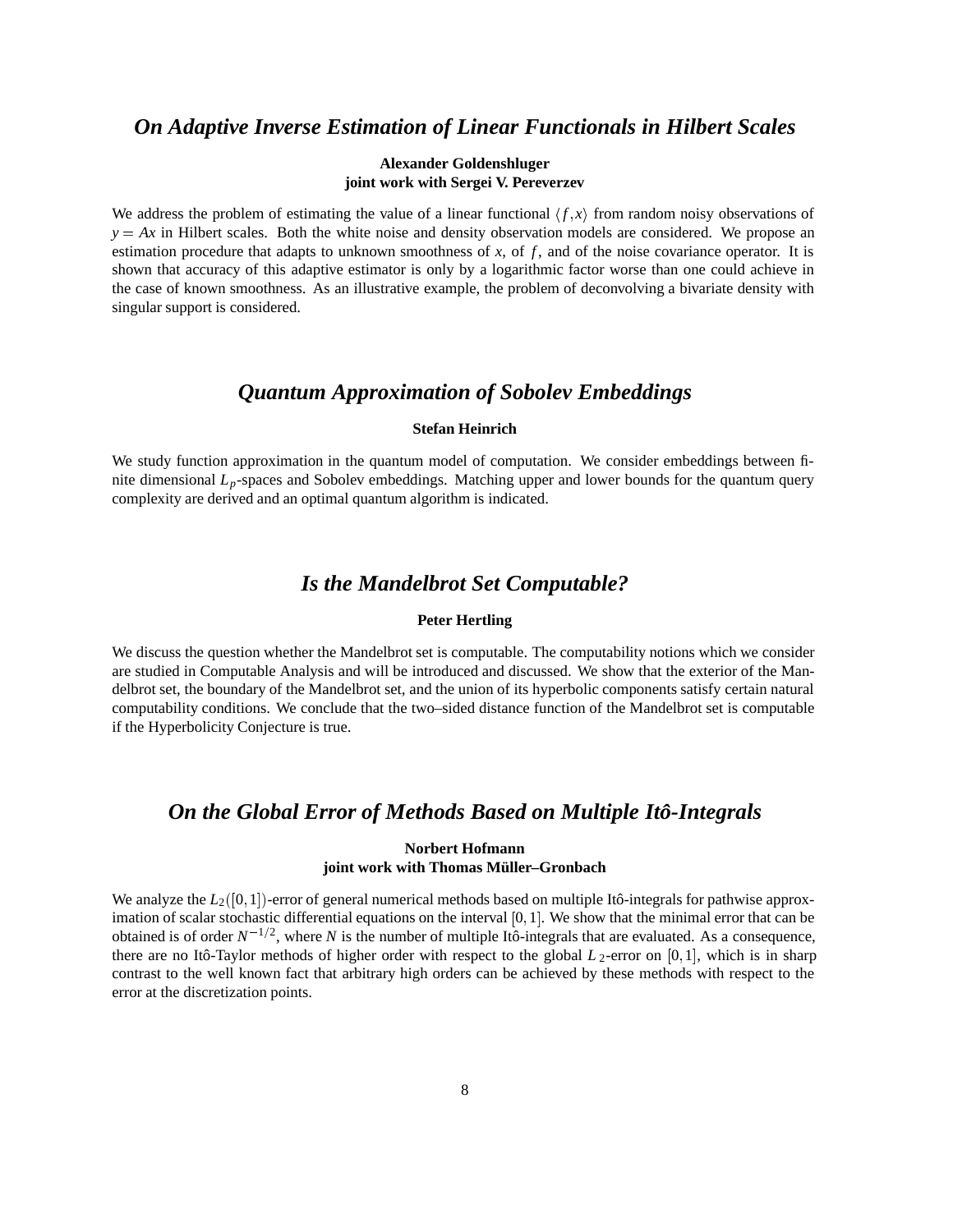## *On Adaptive Inverse Estimation of Linear Functionals in Hilbert Scales*

**Alexander Goldenshluger**
**joint work with Sergei V. Pereverzev**

We address the problem of estimating the value of a linear functional $\langle f, x \rangle$ from random noisy observations of $y = Ax$ in Hilbert scales. Both the white noise and density observation models are considered. We propose an estimation procedure that adapts to unknown smoothness of $x$, of $f$, and of the noise covariance operator. It is shown that accuracy of this adaptive estimator is only by a logarithmic factor worse than one could achieve in the case of known smoothness. As an illustrative example, the problem of deconvolving a bivariate density with singular support is considered.

## *Quantum Approximation of Sobolev Embeddings*

**Stefan Heinrich**

We study function approximation in the quantum model of computation. We consider embeddings between finite dimensional $L_p$-spaces and Sobolev embeddings. Matching upper and lower bounds for the quantum query complexity are derived and an optimal quantum algorithm is indicated.

## *Is the Mandelbrot Set Computable?*

**Peter Hertling**

We discuss the question whether the Mandelbrot set is computable. The computability notions which we consider are studied in Computable Analysis and will be introduced and discussed. We show that the exterior of the Mandelbrot set, the boundary of the Mandelbrot set, and the union of its hyperbolic components satisfy certain natural computability conditions. We conclude that the two–sided distance function of the Mandelbrot set is computable if the Hyperbolicity Conjecture is true.

## *On the Global Error of Methods Based on Multiple Itô-Integrals*

**Norbert Hofmann**
**joint work with Thomas Müller–Gronbach**

We analyze the $L_2([0,1])$-error of general numerical methods based on multiple Itô-integrals for pathwise approximation of scalar stochastic differential equations on the interval $[0,1]$. We show that the minimal error that can be obtained is of order $N^{-1/2}$, where $N$ is the number of multiple Itô-integrals that are evaluated. As a consequence, there are no Itô-Taylor methods of higher order with respect to the global $L_2$-error on $[0,1]$, which is in sharp contrast to the well known fact that arbitrary high orders can be achieved by these methods with respect to the error at the discretization points.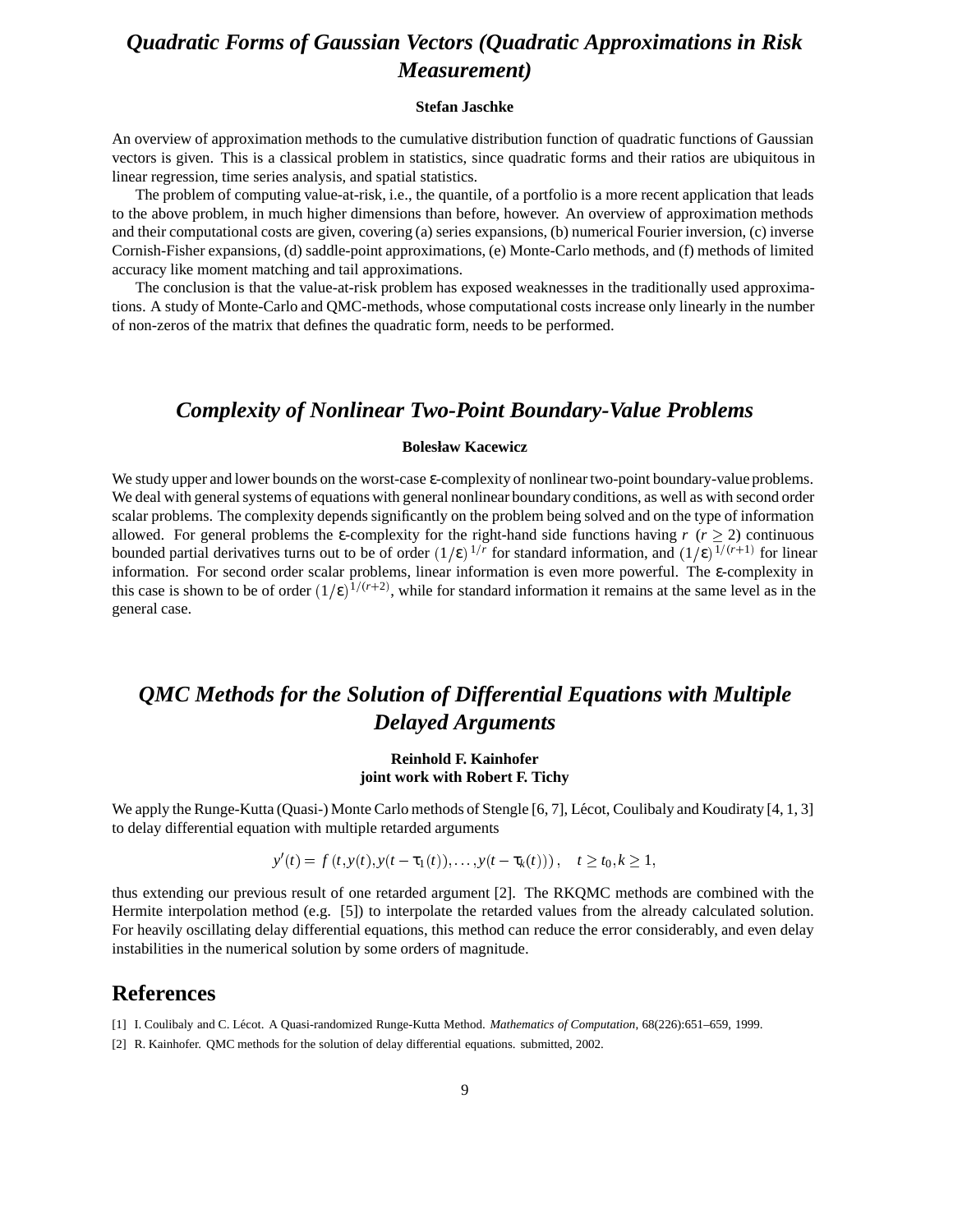## *Quadratic Forms of Gaussian Vectors (Quadratic Approximations in Risk Measurement)*

**Stefan Jaschke**

An overview of approximation methods to the cumulative distribution function of quadratic functions of Gaussian vectors is given. This is a classical problem in statistics, since quadratic forms and their ratios are ubiquitous in linear regression, time series analysis, and spatial statistics.

The problem of computing value-at-risk, i.e., the quantile, of a portfolio is a more recent application that leads to the above problem, in much higher dimensions than before, however. An overview of approximation methods and their computational costs are given, covering (a) series expansions, (b) numerical Fourier inversion, (c) inverse Cornish-Fisher expansions, (d) saddle-point approximations, (e) Monte-Carlo methods, and (f) methods of limited accuracy like moment matching and tail approximations.

The conclusion is that the value-at-risk problem has exposed weaknesses in the traditionally used approximations. A study of Monte-Carlo and QMC-methods, whose computational costs increase only linearly in the number of non-zeros of the matrix that defines the quadratic form, needs to be performed.

## *Complexity of Nonlinear Two-Point Boundary-Value Problems*

**Bolesław Kacewicz**

We study upper and lower bounds on the worst-case $\varepsilon$-complexity of nonlinear two-point boundary-value problems. We deal with general systems of equations with general nonlinear boundary conditions, as well as with second order scalar problems. The complexity depends significantly on the problem being solved and on the type of information allowed. For general problems the $\varepsilon$-complexity for the right-hand side functions having $r$ $(r \geq 2)$ continuous bounded partial derivatives turns out to be of order $(1/\varepsilon)^{1/r}$ for standard information, and $(1/\varepsilon)^{1/(r+1)}$ for linear information. For second order scalar problems, linear information is even more powerful. The $\varepsilon$-complexity in this case is shown to be of order $(1/\varepsilon)^{1/(r+2)}$, while for standard information it remains at the same level as in the general case.

## *QMC Methods for the Solution of Differential Equations with Multiple Delayed Arguments*

**Reinhold F. Kainhofer**
**joint work with Robert F. Tichy**

We apply the Runge-Kutta (Quasi-) Monte Carlo methods of Stengle [6, 7], Lécot, Coulibaly and Koudiraty [4, 1, 3] to delay differential equation with multiple retarded arguments

$$y'(t) = f\left(t, y(t), y(t-\tau_1(t)), \ldots, y(t-\tau_k(t))\right), \quad t \geq t_0, k \geq 1,$$

thus extending our previous result of one retarded argument [2]. The RKQMC methods are combined with the Hermite interpolation method (e.g. [5]) to interpolate the retarded values from the already calculated solution. For heavily oscillating delay differential equations, this method can reduce the error considerably, and even delay instabilities in the numerical solution by some orders of magnitude.

## References

[1] I. Coulibaly and C. Lécot. A Quasi-randomized Runge-Kutta Method. *Mathematics of Computation*, 68(226):651–659, 1999.

[2] R. Kainhofer. QMC methods for the solution of delay differential equations. submitted, 2002.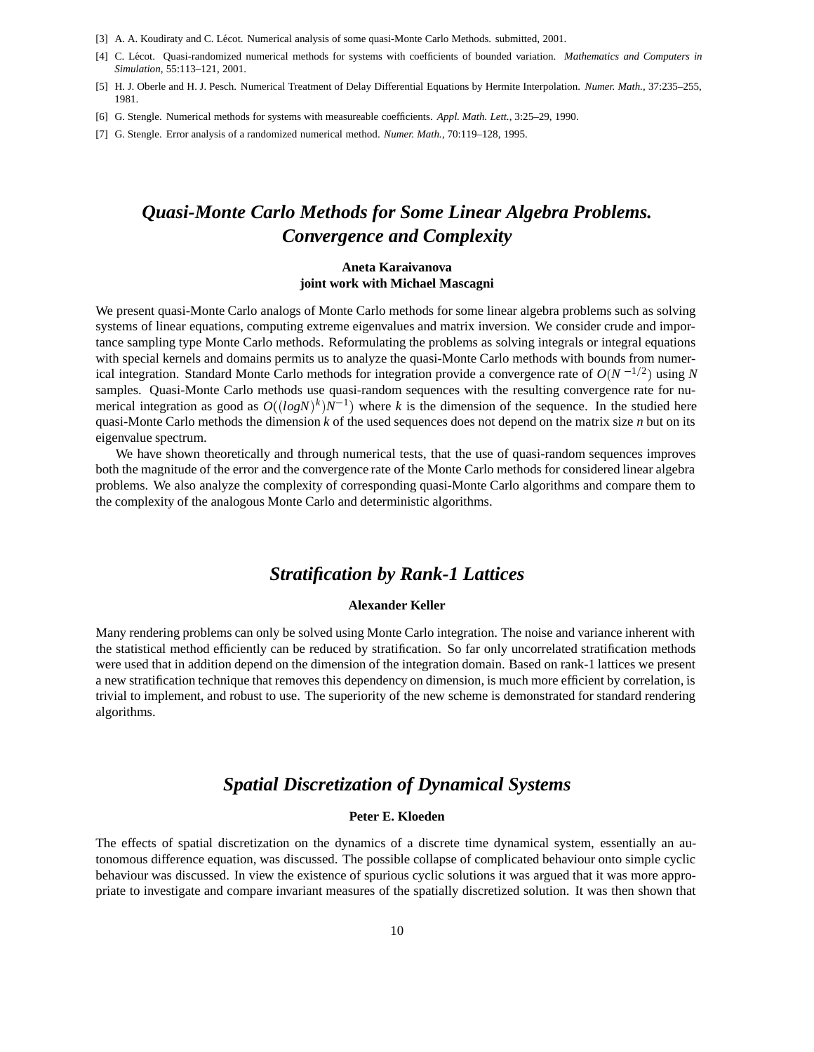[3] A. A. Koudiraty and C. Lécot. Numerical analysis of some quasi-Monte Carlo Methods. submitted, 2001.

[4] C. Lécot. Quasi-randomized numerical methods for systems with coefficients of bounded variation. *Mathematics and Computers in Simulation*, 55:113–121, 2001.

[5] H. J. Oberle and H. J. Pesch. Numerical Treatment of Delay Differential Equations by Hermite Interpolation. *Numer. Math.*, 37:235–255, 1981.

[6] G. Stengle. Numerical methods for systems with measureable coefficients. *Appl. Math. Lett.*, 3:25–29, 1990.

[7] G. Stengle. Error analysis of a randomized numerical method. *Numer. Math.*, 70:119–128, 1995.

## *Quasi-Monte Carlo Methods for Some Linear Algebra Problems. Convergence and Complexity*

**Aneta Karaivanova**
**joint work with Michael Mascagni**

We present quasi-Monte Carlo analogs of Monte Carlo methods for some linear algebra problems such as solving systems of linear equations, computing extreme eigenvalues and matrix inversion. We consider crude and importance sampling type Monte Carlo methods. Reformulating the problems as solving integrals or integral equations with special kernels and domains permits us to analyze the quasi-Monte Carlo methods with bounds from numerical integration. Standard Monte Carlo methods for integration provide a convergence rate of $O(N^{-1/2})$ using $N$ samples. Quasi-Monte Carlo methods use quasi-random sequences with the resulting convergence rate for numerical integration as good as $O((logN)^k)N^{-1})$ where $k$ is the dimension of the sequence. In the studied here quasi-Monte Carlo methods the dimension $k$ of the used sequences does not depend on the matrix size $n$ but on its eigenvalue spectrum.

We have shown theoretically and through numerical tests, that the use of quasi-random sequences improves both the magnitude of the error and the convergence rate of the Monte Carlo methods for considered linear algebra problems. We also analyze the complexity of corresponding quasi-Monte Carlo algorithms and compare them to the complexity of the analogous Monte Carlo and deterministic algorithms.

## *Stratification by Rank-1 Lattices*

**Alexander Keller**

Many rendering problems can only be solved using Monte Carlo integration. The noise and variance inherent with the statistical method efficiently can be reduced by stratification. So far only uncorrelated stratification methods were used that in addition depend on the dimension of the integration domain. Based on rank-1 lattices we present a new stratification technique that removes this dependency on dimension, is much more efficient by correlation, is trivial to implement, and robust to use. The superiority of the new scheme is demonstrated for standard rendering algorithms.

## *Spatial Discretization of Dynamical Systems*

**Peter E. Kloeden**

The effects of spatial discretization on the dynamics of a discrete time dynamical system, essentially an autonomous difference equation, was discussed. The possible collapse of complicated behaviour onto simple cyclic behaviour was discussed. In view the existence of spurious cyclic solutions it was argued that it was more appropriate to investigate and compare invariant measures of the spatially discretized solution. It was then shown that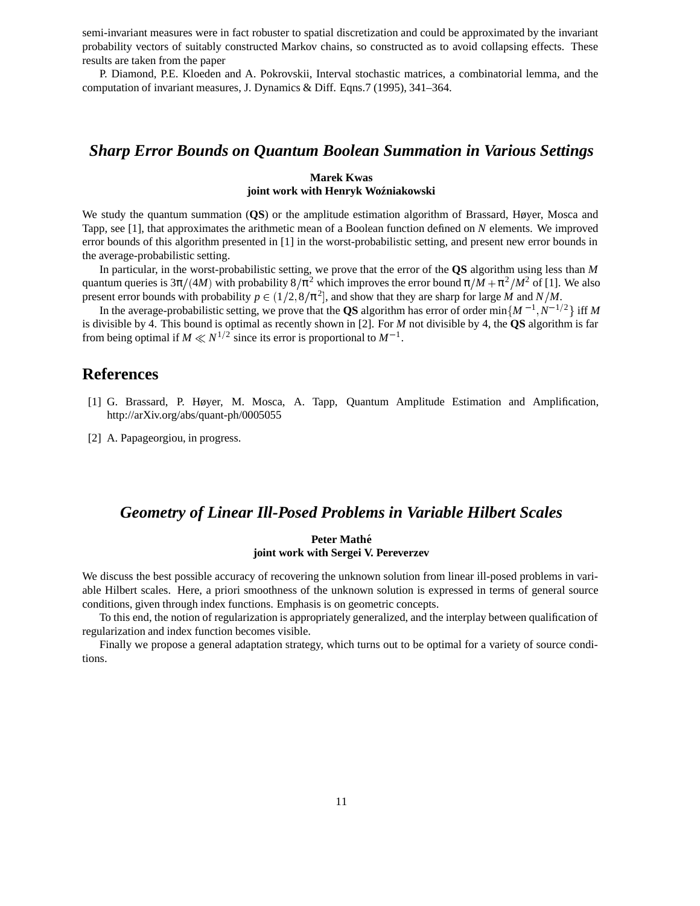semi-invariant measures were in fact robuster to spatial discretization and could be approximated by the invariant probability vectors of suitably constructed Markov chains, so constructed as to avoid collapsing effects. These results are taken from the paper

P. Diamond, P.E. Kloeden and A. Pokrovskii, Interval stochastic matrices, a combinatorial lemma, and the computation of invariant measures, J. Dynamics & Diff. Eqns.7 (1995), 341–364.

## *Sharp Error Bounds on Quantum Boolean Summation in Various Settings*

**Marek Kwas**
**joint work with Henryk Woźniakowski**

We study the quantum summation (**QS**) or the amplitude estimation algorithm of Brassard, Høyer, Mosca and Tapp, see [1], that approximates the arithmetic mean of a Boolean function defined on $N$ elements. We improved error bounds of this algorithm presented in [1] in the worst-probabilistic setting, and present new error bounds in the average-probabilistic setting.

In particular, in the worst-probabilistic setting, we prove that the error of the **QS** algorithm using less than $M$ quantum queries is $3\pi/(4M)$ with probability $8/\pi^2$ which improves the error bound $\pi/M + \pi^2/M^2$ of [1]. We also present error bounds with probability $p \in (1/2, 8/\pi^2]$, and show that they are sharp for large $M$ and $N/M$.

In the average-probabilistic setting, we prove that the **QS** algorithm has error of order $\min\{M^{-1}, N^{-1/2}\}$ iff $M$ is divisible by 4. This bound is optimal as recently shown in [2]. For $M$ not divisible by 4, the **QS** algorithm is far from being optimal if $M \ll N^{1/2}$ since its error is proportional to $M^{-1}$.

## References

[1] G. Brassard, P. Høyer, M. Mosca, A. Tapp, Quantum Amplitude Estimation and Amplification, http://arXiv.org/abs/quant-ph/0005055

[2] A. Papageorgiou, in progress.

## *Geometry of Linear Ill-Posed Problems in Variable Hilbert Scales*

**Peter Mathé**
**joint work with Sergei V. Pereverzev**

We discuss the best possible accuracy of recovering the unknown solution from linear ill-posed problems in variable Hilbert scales. Here, a priori smoothness of the unknown solution is expressed in terms of general source conditions, given through index functions. Emphasis is on geometric concepts.

To this end, the notion of regularization is appropriately generalized, and the interplay between qualification of regularization and index function becomes visible.

Finally we propose a general adaptation strategy, which turns out to be optimal for a variety of source conditions.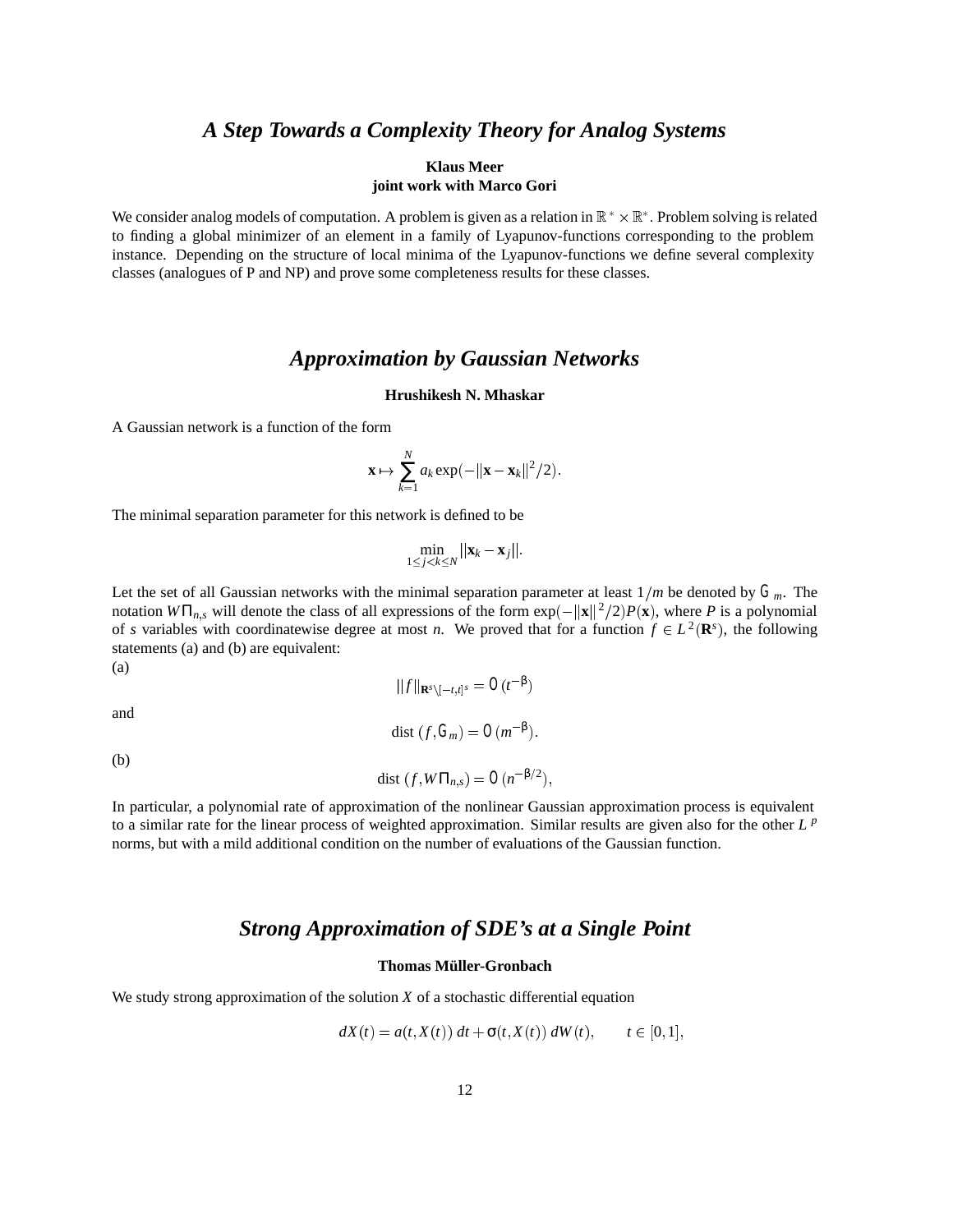## *A Step Towards a Complexity Theory for Analog Systems*

**Klaus Meer**
**joint work with Marco Gori**

We consider analog models of computation. A problem is given as a relation in $\mathbb{R}^* \times \mathbb{R}^*$. Problem solving is related to finding a global minimizer of an element in a family of Lyapunov-functions corresponding to the problem instance. Depending on the structure of local minima of the Lyapunov-functions we define several complexity classes (analogues of P and NP) and prove some completeness results for these classes.

## *Approximation by Gaussian Networks*

**Hrushikesh N. Mhaskar**

A Gaussian network is a function of the form

$$\mathbf{x} \mapsto \sum_{k=1}^{N} a_k \exp(-\|\mathbf{x}-\mathbf{x}_k\|^2/2).$$

The minimal separation parameter for this network is defined to be

$$\min_{1\le j<k\le N} ||\mathbf{x}_k - \mathbf{x}_j||.$$

Let the set of all Gaussian networks with the minimal separation parameter at least $1/m$ be denoted by $\mathcal{G}_m$. The notation $W\Pi_{n,s}$ will denote the class of all expressions of the form $\exp(-\|\mathbf{x}\|^2/2)P(\mathbf{x})$, where $P$ is a polynomial of $s$ variables with coordinatewise degree at most $n$. We proved that for a function $f \in L^2(\mathbf{R}^s)$, the following statements (a) and (b) are equivalent:

(a)

$$||f||_{\mathbf{R}^s\setminus[-t,t]^s} = \mathcal{O}(t^{-\beta})$$

and

$$\text{dist}\,(f,\mathcal{G}_m) = \mathcal{O}(m^{-\beta}).$$

(b)

$$\text{dist}\,(f,W\Pi_{n,s}) = \mathcal{O}(n^{-\beta/2}),$$

In particular, a polynomial rate of approximation of the nonlinear Gaussian approximation process is equivalent to a similar rate for the linear process of weighted approximation. Similar results are given also for the other $L^p$ norms, but with a mild additional condition on the number of evaluations of the Gaussian function.

## *Strong Approximation of SDE's at a Single Point*

**Thomas Müller-Gronbach**

We study strong approximation of the solution $X$ of a stochastic differential equation

$$dX(t) = a(t,X(t))\,dt + \sigma(t,X(t))\,dW(t), \qquad t \in [0,1],$$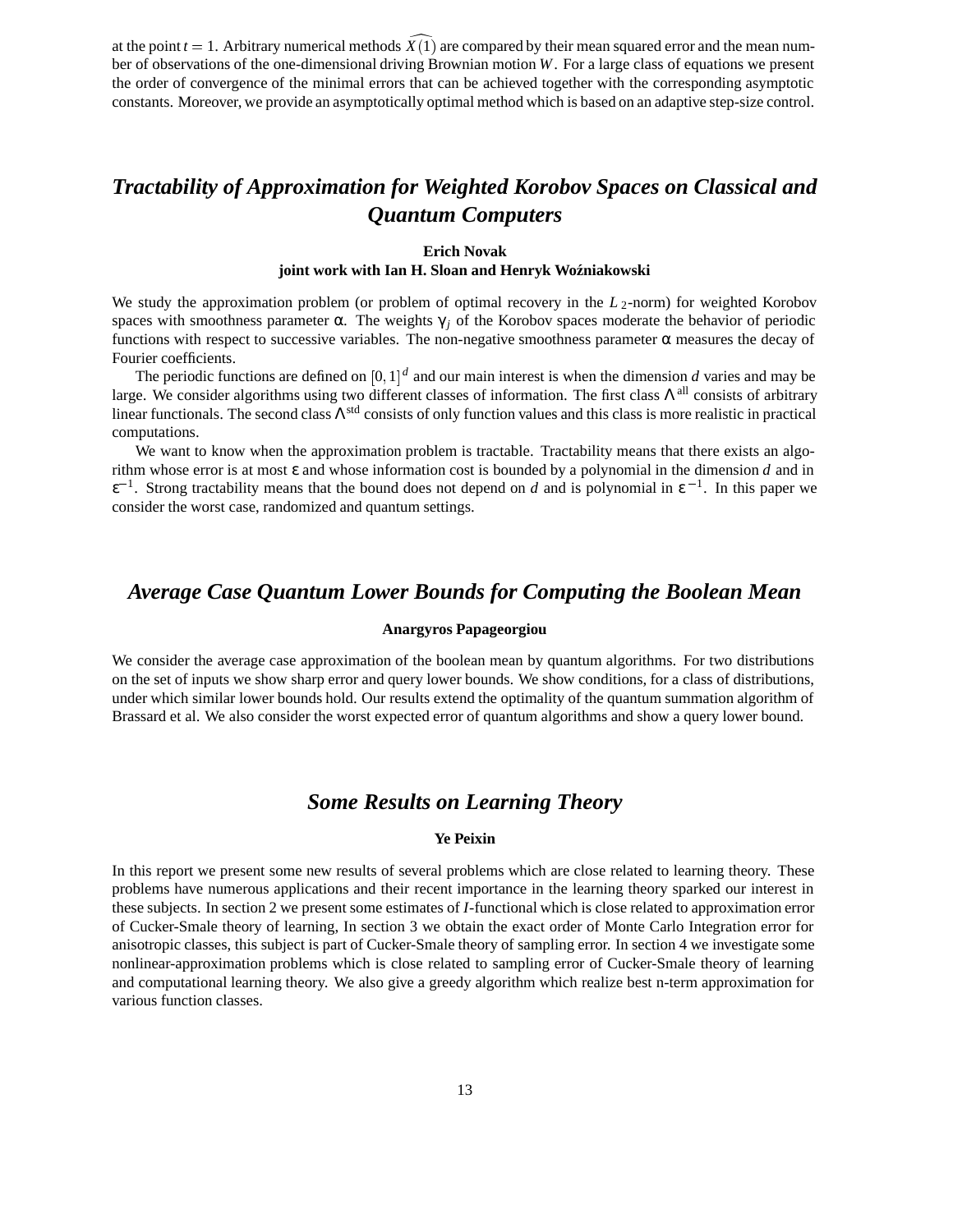at the point $t = 1$. Arbitrary numerical methods $\widehat{X(1)}$ are compared by their mean squared error and the mean number of observations of the one-dimensional driving Brownian motion $W$. For a large class of equations we present the order of convergence of the minimal errors that can be achieved together with the corresponding asymptotic constants. Moreover, we provide an asymptotically optimal method which is based on an adaptive step-size control.

## *Tractability of Approximation for Weighted Korobov Spaces on Classical and Quantum Computers*

**Erich Novak**
**joint work with Ian H. Sloan and Henryk Woźniakowski**

We study the approximation problem (or problem of optimal recovery in the $L_2$-norm) for weighted Korobov spaces with smoothness parameter $\alpha$. The weights $\gamma_j$ of the Korobov spaces moderate the behavior of periodic functions with respect to successive variables. The non-negative smoothness parameter $\alpha$ measures the decay of Fourier coefficients.

The periodic functions are defined on $[0,1]^d$ and our main interest is when the dimension $d$ varies and may be large. We consider algorithms using two different classes of information. The first class $\Lambda^{\text{all}}$ consists of arbitrary linear functionals. The second class $\Lambda^{\text{std}}$ consists of only function values and this class is more realistic in practical computations.

We want to know when the approximation problem is tractable. Tractability means that there exists an algorithm whose error is at most $\varepsilon$ and whose information cost is bounded by a polynomial in the dimension $d$ and in $\varepsilon^{-1}$. Strong tractability means that the bound does not depend on $d$ and is polynomial in $\varepsilon^{-1}$. In this paper we consider the worst case, randomized and quantum settings.

## *Average Case Quantum Lower Bounds for Computing the Boolean Mean*

**Anargyros Papageorgiou**

We consider the average case approximation of the boolean mean by quantum algorithms. For two distributions on the set of inputs we show sharp error and query lower bounds. We show conditions, for a class of distributions, under which similar lower bounds hold. Our results extend the optimality of the quantum summation algorithm of Brassard et al. We also consider the worst expected error of quantum algorithms and show a query lower bound.

## *Some Results on Learning Theory*

**Ye Peixin**

In this report we present some new results of several problems which are close related to learning theory. These problems have numerous applications and their recent importance in the learning theory sparked our interest in these subjects. In section 2 we present some estimates of $I$-functional which is close related to approximation error of Cucker-Smale theory of learning, In section 3 we obtain the exact order of Monte Carlo Integration error for anisotropic classes, this subject is part of Cucker-Smale theory of sampling error. In section 4 we investigate some nonlinear-approximation problems which is close related to sampling error of Cucker-Smale theory of learning and computational learning theory. We also give a greedy algorithm which realize best n-term approximation for various function classes.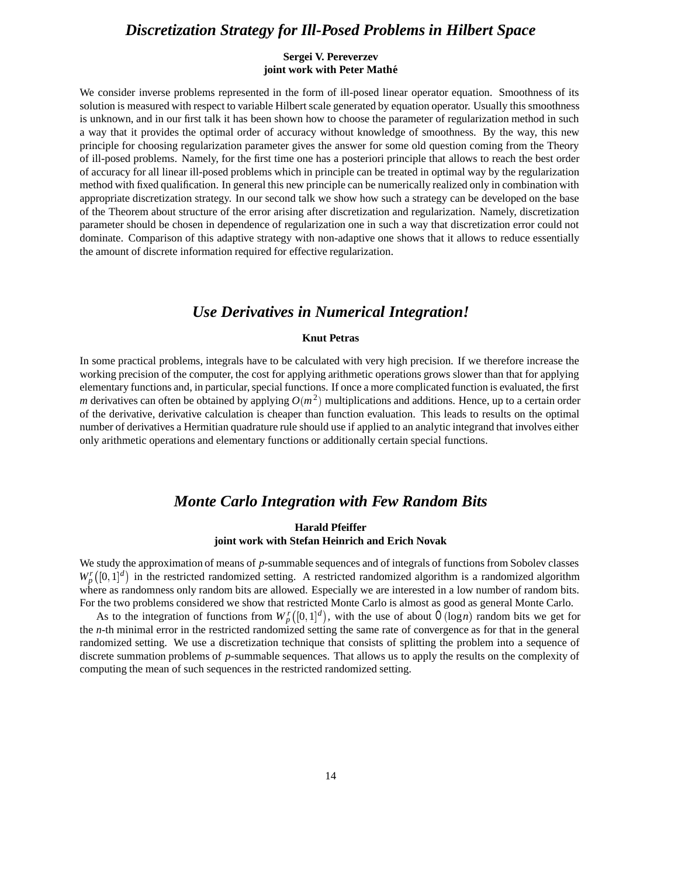## *Discretization Strategy for Ill-Posed Problems in Hilbert Space*

**Sergei V. Pereverzev**
**joint work with Peter Mathé**

We consider inverse problems represented in the form of ill-posed linear operator equation. Smoothness of its solution is measured with respect to variable Hilbert scale generated by equation operator. Usually this smoothness is unknown, and in our first talk it has been shown how to choose the parameter of regularization method in such a way that it provides the optimal order of accuracy without knowledge of smoothness. By the way, this new principle for choosing regularization parameter gives the answer for some old question coming from the Theory of ill-posed problems. Namely, for the first time one has a posteriori principle that allows to reach the best order of accuracy for all linear ill-posed problems which in principle can be treated in optimal way by the regularization method with fixed qualification. In general this new principle can be numerically realized only in combination with appropriate discretization strategy. In our second talk we show how such a strategy can be developed on the base of the Theorem about structure of the error arising after discretization and regularization. Namely, discretization parameter should be chosen in dependence of regularization one in such a way that discretization error could not dominate. Comparison of this adaptive strategy with non-adaptive one shows that it allows to reduce essentially the amount of discrete information required for effective regularization.

## *Use Derivatives in Numerical Integration!*

**Knut Petras**

In some practical problems, integrals have to be calculated with very high precision. If we therefore increase the working precision of the computer, the cost for applying arithmetic operations grows slower than that for applying elementary functions and, in particular, special functions. If once a more complicated function is evaluated, the first $m$ derivatives can often be obtained by applying $O(m^2)$ multiplications and additions. Hence, up to a certain order of the derivative, derivative calculation is cheaper than function evaluation. This leads to results on the optimal number of derivatives a Hermitian quadrature rule should use if applied to an analytic integrand that involves either only arithmetic operations and elementary functions or additionally certain special functions.

## *Monte Carlo Integration with Few Random Bits*

**Harald Pfeiffer**
**joint work with Stefan Heinrich and Erich Novak**

We study the approximation of means of $p$-summable sequences and of integrals of functions from Sobolev classes $W_p^r\left([0,1]^d\right)$ in the restricted randomized setting. A restricted randomized algorithm is a randomized algorithm where as randomness only random bits are allowed. Especially we are interested in a low number of random bits. For the two problems considered we show that restricted Monte Carlo is almost as good as general Monte Carlo.

As to the integration of functions from $W_p^r\left([0,1]^d\right)$, with the use of about $\mathcal{O}(\log n)$ random bits we get for the $n$-th minimal error in the restricted randomized setting the same rate of convergence as for that in the general randomized setting. We use a discretization technique that consists of splitting the problem into a sequence of discrete summation problems of $p$-summable sequences. That allows us to apply the results on the complexity of computing the mean of such sequences in the restricted randomized setting.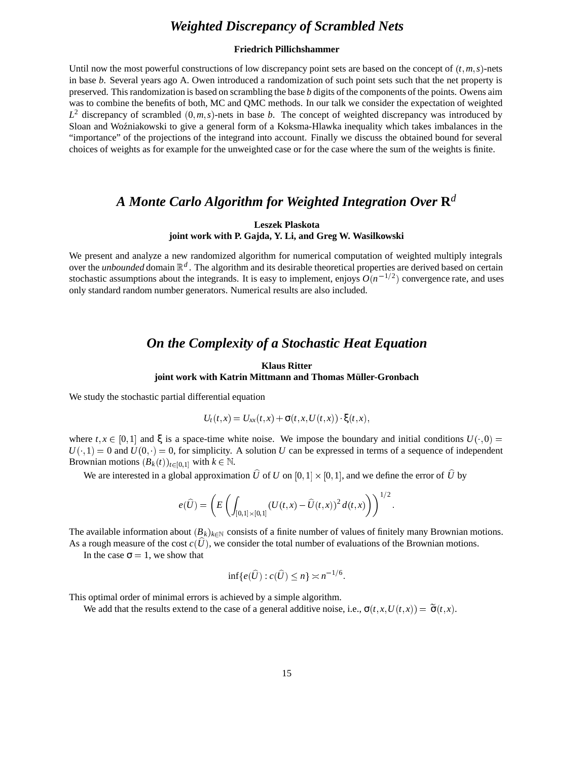## *Weighted Discrepancy of Scrambled Nets*

**Friedrich Pillichshammer**

Until now the most powerful constructions of low discrepancy point sets are based on the concept of $(t,m,s)$-nets in base $b$. Several years ago A. Owen introduced a randomization of such point sets such that the net property is preserved. This randomization is based on scrambling the base $b$ digits of the components of the points. Owens aim was to combine the benefits of both, MC and QMC methods. In our talk we consider the expectation of weighted $L^2$ discrepancy of scrambled $(0,m,s)$-nets in base $b$. The concept of weighted discrepancy was introduced by Sloan and Woźniakowski to give a general form of a Koksma-Hlawka inequality which takes imbalances in the "importance" of the projections of the integrand into account. Finally we discuss the obtained bound for several choices of weights as for example for the unweighted case or for the case where the sum of the weights is finite.

## *A Monte Carlo Algorithm for Weighted Integration Over* $\mathbf{R}^d$

**Leszek Plaskota**
**joint work with P. Gajda, Y. Li, and Greg W. Wasilkowski**

We present and analyze a new randomized algorithm for numerical computation of weighted multiply integrals over the *unbounded* domain $\mathbb{R}^d$. The algorithm and its desirable theoretical properties are derived based on certain stochastic assumptions about the integrands. It is easy to implement, enjoys $O(n^{-1/2})$ convergence rate, and uses only standard random number generators. Numerical results are also included.

## *On the Complexity of a Stochastic Heat Equation*

**Klaus Ritter**
**joint work with Katrin Mittmann and Thomas Müller-Gronbach**

We study the stochastic partial differential equation

$$U_t(t,x) = U_{xx}(t,x) + \sigma(t,x,U(t,x)) \cdot \xi(t,x),$$

where $t,x \in [0,1]$ and $\xi$ is a space-time white noise. We impose the boundary and initial conditions $U(\cdot,0) = U(\cdot,1) = 0$ and $U(0,\cdot) = 0$, for simplicity. A solution $U$ can be expressed in terms of a sequence of independent Brownian motions $(B_k(t))_{t\in[0,1]}$ with $k \in \mathbb{N}$.

We are interested in a global approximation $\widehat{U}$ of $U$ on $[0,1]\times[0,1]$, and we define the error of $\widehat{U}$ by

$$e(\widehat{U}) = \left( E\left( \int_{[0,1]\times[0,1]} (U(t,x) - \widehat{U}(t,x))^2 \, d(t,x) \right) \right)^{1/2}.$$

The available information about $(B_k)_{k\in\mathbb{N}}$ consists of a finite number of values of finitely many Brownian motions. As a rough measure of the cost $c(\widehat{U})$, we consider the total number of evaluations of the Brownian motions.

In the case $\sigma = 1$, we show that

$$\inf\{e(\widehat{U}) : c(\widehat{U}) \le n\} \asymp n^{-1/6}.$$

This optimal order of minimal errors is achieved by a simple algorithm.

We add that the results extend to the case of a general additive noise, i.e., $\sigma(t,x,U(t,x)) = \widetilde{\sigma}(t,x)$.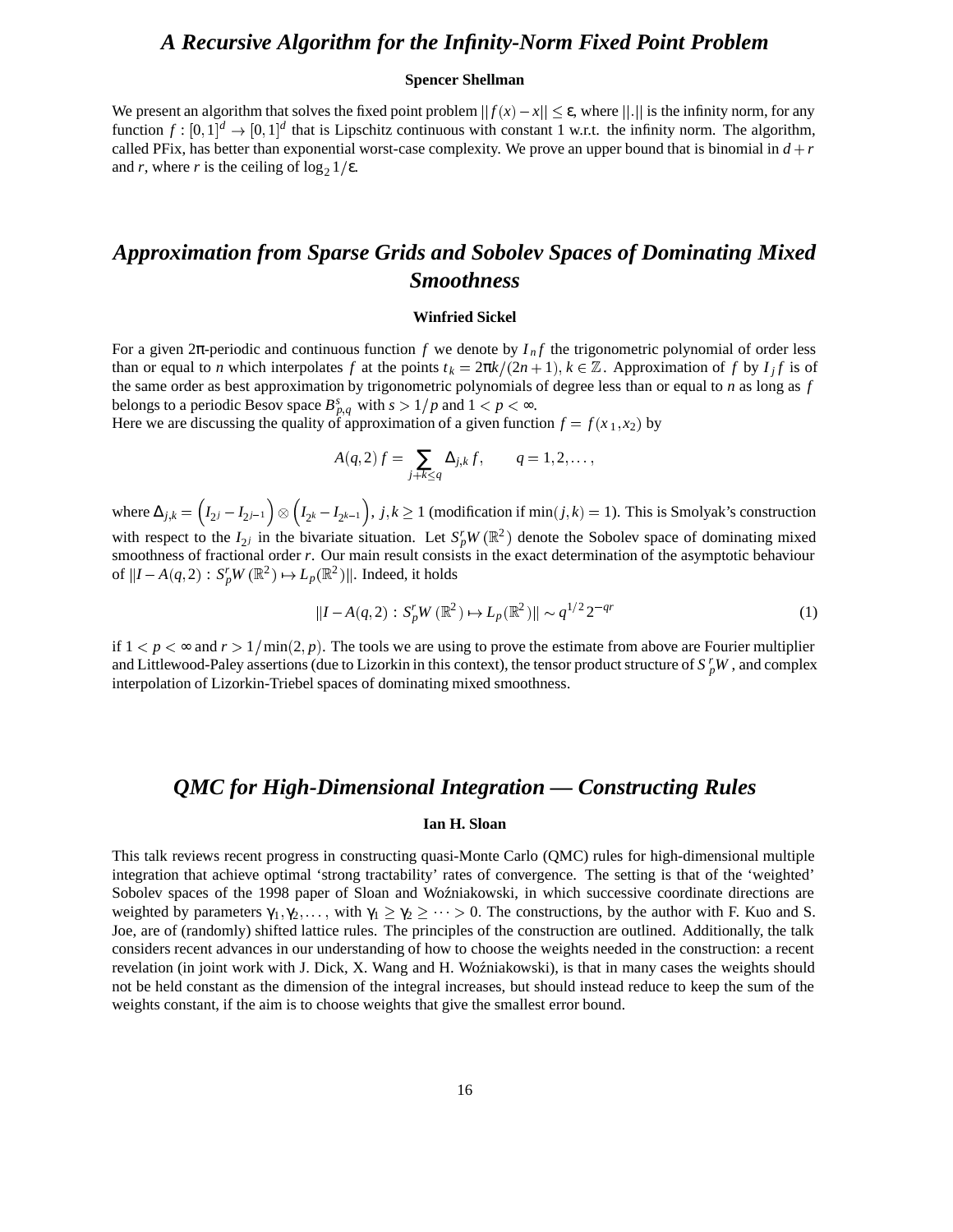## *A Recursive Algorithm for the Infinity-Norm Fixed Point Problem*

**Spencer Shellman**

We present an algorithm that solves the fixed point problem $||f(x) - x|| \leq \varepsilon$, where $||.||$ is the infinity norm, for any function $f : [0,1]^d \to [0,1]^d$ that is Lipschitz continuous with constant 1 w.r.t. the infinity norm. The algorithm, called PFix, has better than exponential worst-case complexity. We prove an upper bound that is binomial in $d + r$ and $r$, where $r$ is the ceiling of $\log_2 1/\varepsilon$.

## *Approximation from Sparse Grids and Sobolev Spaces of Dominating Mixed Smoothness*

**Winfried Sickel**

For a given $2\pi$-periodic and continuous function $f$ we denote by $I_n f$ the trigonometric polynomial of order less than or equal to $n$ which interpolates $f$ at the points $t_k = 2\pi k/(2n+1)$, $k \in \mathbb{Z}$. Approximation of $f$ by $I_j f$ is of the same order as best approximation by trigonometric polynomials of degree less than or equal to $n$ as long as $f$ belongs to a periodic Besov space $B^s_{p,q}$ with $s > 1/p$ and $1 < p < \infty$.
Here we are discussing the quality of approximation of a given function $f = f(x_1, x_2)$ by

$$A(q,2)\, f = \sum_{j+k \leq q} \Delta_{j,k}\, f, \qquad q = 1, 2, \ldots,$$

where $\Delta_{j,k} = \left(I_{2^j} - I_{2^{j-1}}\right) \otimes \left(I_{2^k} - I_{2^{k-1}}\right)$, $j,k \geq 1$ (modification if $\min(j,k) = 1$). This is Smolyak's construction with respect to the $I_{2^j}$ in the bivariate situation. Let $S^r_p W(\mathbb{R}^2)$ denote the Sobolev space of dominating mixed smoothness of fractional order $r$. Our main result consists in the exact determination of the asymptotic behaviour of $||I - A(q,2) : S^r_p W(\mathbb{R}^2) \mapsto L_p(\mathbb{R}^2)||$. Indeed, it holds

$$||I - A(q,2) : S^r_p W(\mathbb{R}^2) \mapsto L_p(\mathbb{R}^2)|| \sim q^{1/2}\, 2^{-qr} \tag{1}$$

if $1 < p < \infty$ and $r > 1/\min(2,p)$. The tools we are using to prove the estimate from above are Fourier multiplier and Littlewood-Paley assertions (due to Lizorkin in this context), the tensor product structure of $S^r_p W$, and complex interpolation of Lizorkin-Triebel spaces of dominating mixed smoothness.

## *QMC for High-Dimensional Integration — Constructing Rules*

**Ian H. Sloan**

This talk reviews recent progress in constructing quasi-Monte Carlo (QMC) rules for high-dimensional multiple integration that achieve optimal 'strong tractability' rates of convergence. The setting is that of the 'weighted' Sobolev spaces of the 1998 paper of Sloan and Woźniakowski, in which successive coordinate directions are weighted by parameters $\gamma_1, \gamma_2, \ldots$, with $\gamma_1 \geq \gamma_2 \geq \cdots > 0$. The constructions, by the author with F. Kuo and S. Joe, are of (randomly) shifted lattice rules. The principles of the construction are outlined. Additionally, the talk considers recent advances in our understanding of how to choose the weights needed in the construction: a recent revelation (in joint work with J. Dick, X. Wang and H. Woźniakowski), is that in many cases the weights should not be held constant as the dimension of the integral increases, but should instead reduce to keep the sum of the weights constant, if the aim is to choose weights that give the smallest error bound.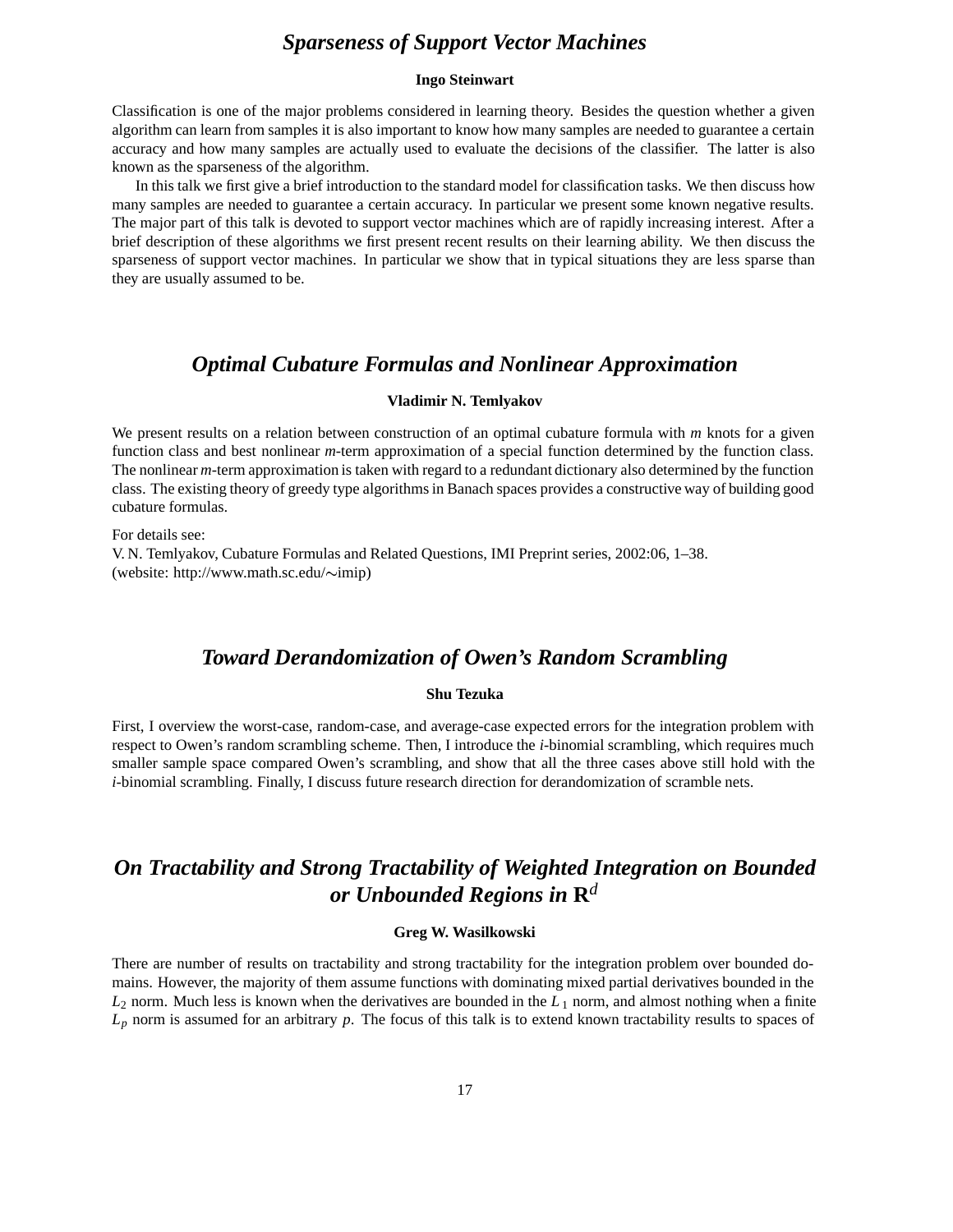## *Sparseness of Support Vector Machines*

**Ingo Steinwart**

Classification is one of the major problems considered in learning theory. Besides the question whether a given algorithm can learn from samples it is also important to know how many samples are needed to guarantee a certain accuracy and how many samples are actually used to evaluate the decisions of the classifier. The latter is also known as the sparseness of the algorithm.

In this talk we first give a brief introduction to the standard model for classification tasks. We then discuss how many samples are needed to guarantee a certain accuracy. In particular we present some known negative results. The major part of this talk is devoted to support vector machines which are of rapidly increasing interest. After a brief description of these algorithms we first present recent results on their learning ability. We then discuss the sparseness of support vector machines. In particular we show that in typical situations they are less sparse than they are usually assumed to be.

## *Optimal Cubature Formulas and Nonlinear Approximation*

**Vladimir N. Temlyakov**

We present results on a relation between construction of an optimal cubature formula with $m$ knots for a given function class and best nonlinear $m$-term approximation of a special function determined by the function class. The nonlinear $m$-term approximation is taken with regard to a redundant dictionary also determined by the function class. The existing theory of greedy type algorithms in Banach spaces provides a constructive way of building good cubature formulas.

For details see:
V. N. Temlyakov, Cubature Formulas and Related Questions, IMI Preprint series, 2002:06, 1–38.
(website: http://www.math.sc.edu/∼imip)

## *Toward Derandomization of Owen's Random Scrambling*

**Shu Tezuka**

First, I overview the worst-case, random-case, and average-case expected errors for the integration problem with respect to Owen's random scrambling scheme. Then, I introduce the $i$-binomial scrambling, which requires much smaller sample space compared Owen's scrambling, and show that all the three cases above still hold with the $i$-binomial scrambling. Finally, I discuss future research direction for derandomization of scramble nets.

## *On Tractability and Strong Tractability of Weighted Integration on Bounded or Unbounded Regions in $\mathbf{R}^d$*

**Greg W. Wasilkowski**

There are number of results on tractability and strong tractability for the integration problem over bounded domains. However, the majority of them assume functions with dominating mixed partial derivatives bounded in the $L_2$ norm. Much less is known when the derivatives are bounded in the $L_1$ norm, and almost nothing when a finite $L_p$ norm is assumed for an arbitrary $p$. The focus of this talk is to extend known tractability results to spaces of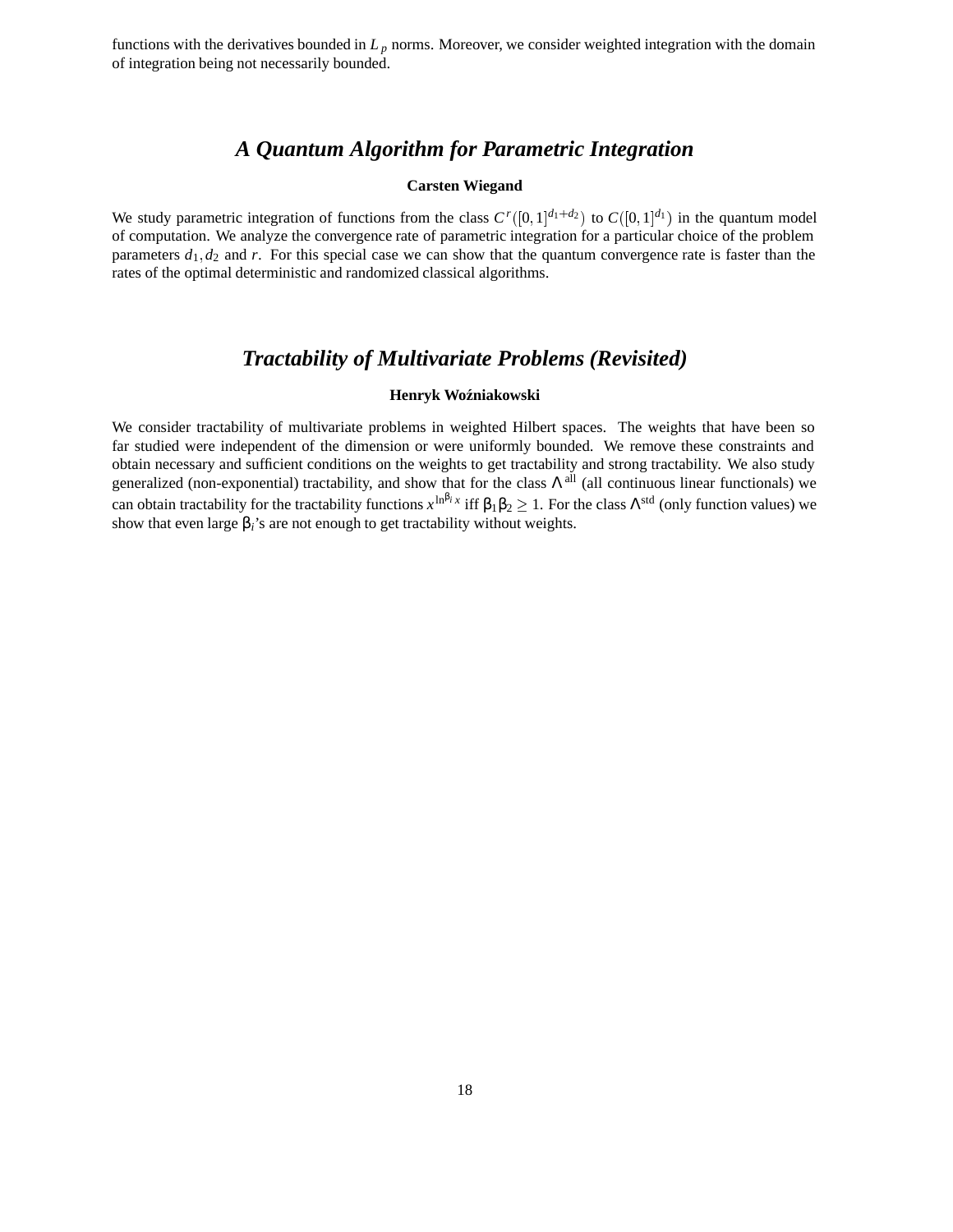functions with the derivatives bounded in $L_p$ norms. Moreover, we consider weighted integration with the domain of integration being not necessarily bounded.

## *A Quantum Algorithm for Parametric Integration*

**Carsten Wiegand**

We study parametric integration of functions from the class $C^r([0,1]^{d_1+d_2})$ to $C([0,1]^{d_1})$ in the quantum model of computation. We analyze the convergence rate of parametric integration for a particular choice of the problem parameters $d_1, d_2$ and $r$. For this special case we can show that the quantum convergence rate is faster than the rates of the optimal deterministic and randomized classical algorithms.

## *Tractability of Multivariate Problems (Revisited)*

**Henryk Woźniakowski**

We consider tractability of multivariate problems in weighted Hilbert spaces. The weights that have been so far studied were independent of the dimension or were uniformly bounded. We remove these constraints and obtain necessary and sufficient conditions on the weights to get tractability and strong tractability. We also study generalized (non-exponential) tractability, and show that for the class $\Lambda^{\text{all}}$ (all continuous linear functionals) we can obtain tractability for the tractability functions $x^{\ln^{\beta_i} x}$ iff $\beta_1 \beta_2 \geq 1$. For the class $\Lambda^{\text{std}}$ (only function values) we show that even large $\beta_i$'s are not enough to get tractability without weights.